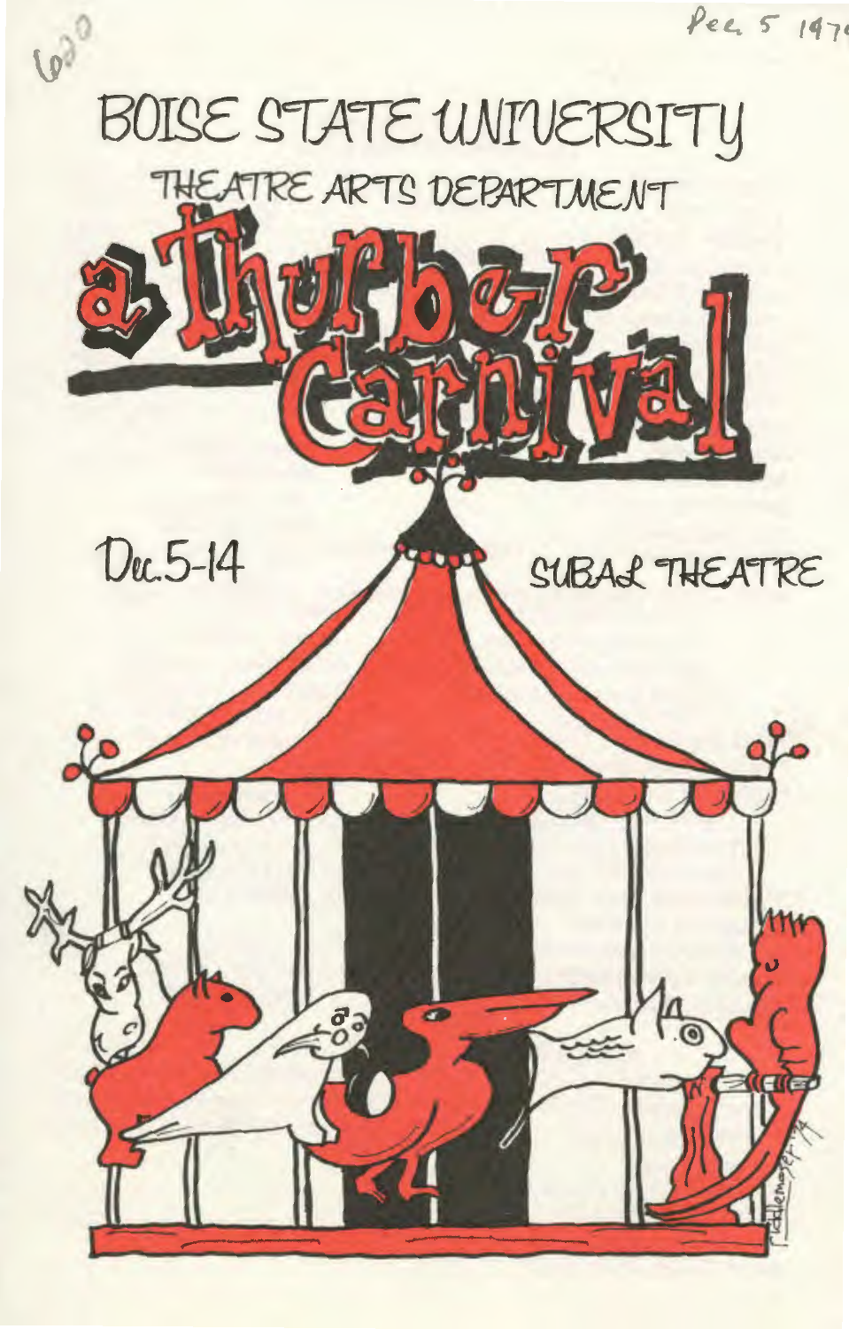# BOISE STATE UNIVERSITY

## THEATRE ARTS DEPARTMENT

# a Thurber Carnival

Dec. 5-14

SUBAL THEATRE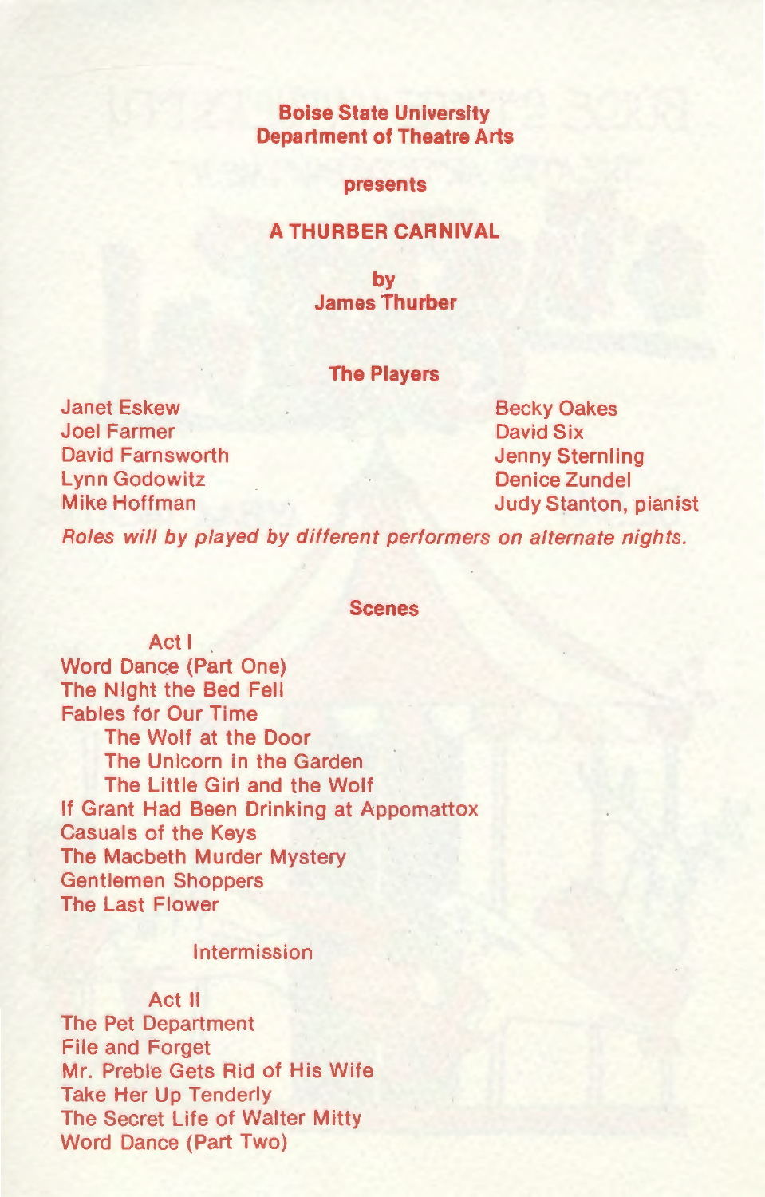**Boise State University**
**Department of Theatre Arts**

**presents**

# A THURBER CARNIVAL

**by**
**James Thurber**

## The Players

Janet Eskew
Joel Farmer
David Farnsworth
Lynn Godowitz
Mike Hoffman
Becky Oakes
David Six
Jenny Sternling
Denice Zundel
Judy Stanton, pianist

*Roles will by played by different performers on alternate nights.*

## Scenes

### Act I

Word Dance (Part One)
The Night the Bed Fell
Fables for Our Time
- The Wolf at the Door
- The Unicorn in the Garden
- The Little Girl and the Wolf

If Grant Had Been Drinking at Appomattox
Casuals of the Keys
The Macbeth Murder Mystery
Gentlemen Shoppers
The Last Flower

Intermission

### Act II

The Pet Department
File and Forget
Mr. Preble Gets Rid of His Wife
Take Her Up Tenderly
The Secret Life of Walter Mitty
Word Dance (Part Two)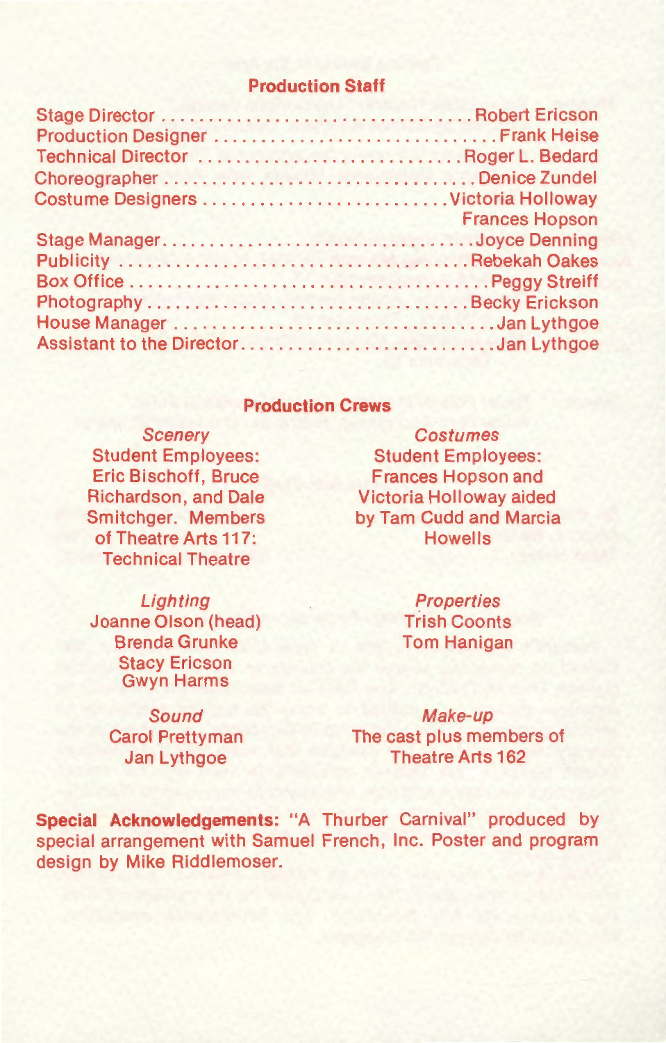## Production Staff

Stage Director . . . . . . . . . . . . . . . . . . . . . . . . . . . . . . . . Robert Ericson
Production Designer . . . . . . . . . . . . . . . . . . . . . . . . . . . . . . Frank Heise
Technical Director . . . . . . . . . . . . . . . . . . . . . . . . . . . . Roger L. Bedard
Choreographer . . . . . . . . . . . . . . . . . . . . . . . . . . . . . . . . Denice Zundel
Costume Designers . . . . . . . . . . . . . . . . . . . . . . . . . . Victoria Holloway
Frances Hopson
Stage Manager . . . . . . . . . . . . . . . . . . . . . . . . . . . . . . . . Joyce Denning
Publicity . . . . . . . . . . . . . . . . . . . . . . . . . . . . . . . . . . . . Rebekah Oakes
Box Office . . . . . . . . . . . . . . . . . . . . . . . . . . . . . . . . . . . . . Peggy Streiff
Photography . . . . . . . . . . . . . . . . . . . . . . . . . . . . . . . . . Becky Erickson
House Manager . . . . . . . . . . . . . . . . . . . . . . . . . . . . . . . . . . Jan Lythgoe
Assistant to the Director . . . . . . . . . . . . . . . . . . . . . . . . . . . Jan Lythgoe

## Production Crews

*Scenery*
Student Employees: Eric Bischoff, Bruce Richardson, and Dale Smitchger. Members of Theatre Arts 117: Technical Theatre

*Costumes*
Student Employees: Frances Hopson and Victoria Holloway aided by Tam Cudd and Marcia Howells

*Lighting*
Joanne Olson (head)
Brenda Grunke
Stacy Ericson
Gwyn Harms

*Properties*
Trish Coonts
Tom Hanigan

*Sound*
Carol Prettyman
Jan Lythgoe

*Make-up*
The cast plus members of Theatre Arts 162

**Special Acknowledgements:** "A Thurber Carnival" produced by special arrangement with Samuel French, Inc. Poster and program design by Mike Riddlemoser.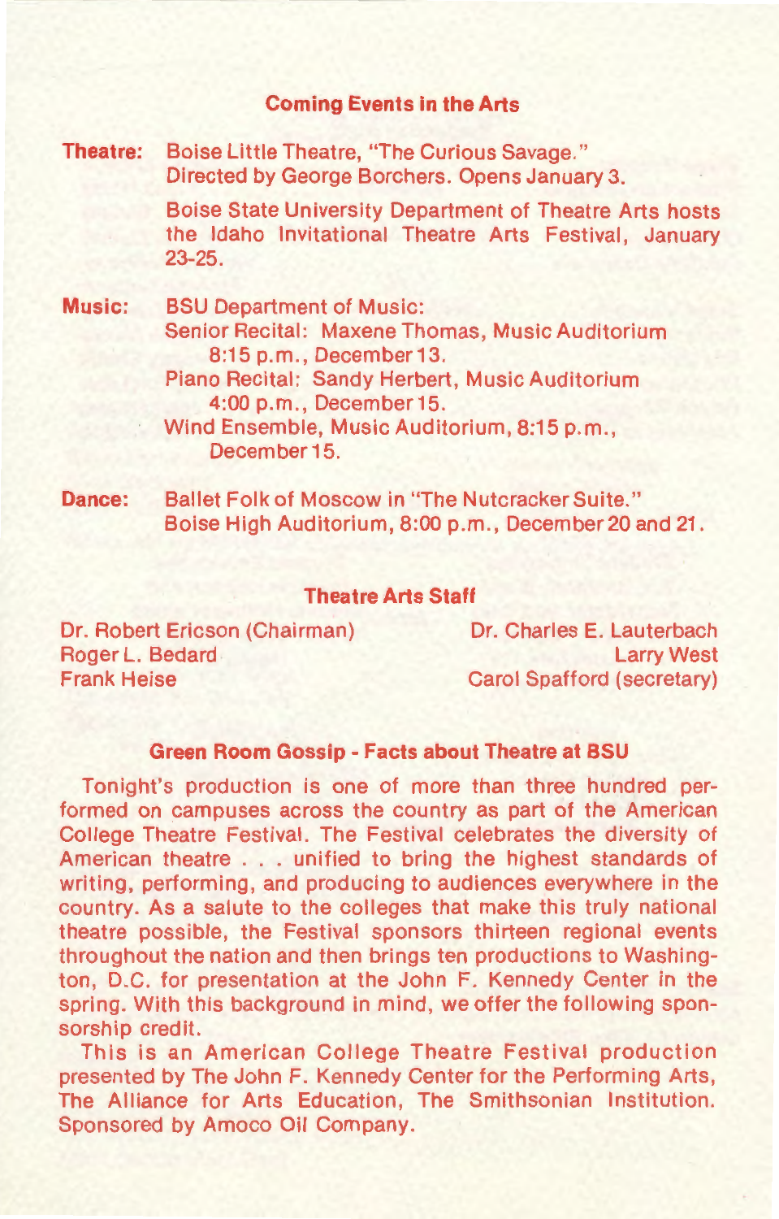## Coming Events in the Arts

**Theatre:** Boise Little Theatre, "The Curious Savage." Directed by George Borchers. Opens January 3.

Boise State University Department of Theatre Arts hosts the Idaho Invitational Theatre Arts Festival, January 23-25.

**Music:** BSU Department of Music:
Senior Recital: Maxene Thomas, Music Auditorium 8:15 p.m., December 13.
Piano Recital: Sandy Herbert, Music Auditorium 4:00 p.m., December 15.
Wind Ensemble, Music Auditorium, 8:15 p.m., December 15.

**Dance:** Ballet Folk of Moscow in "The Nutcracker Suite." Boise High Auditorium, 8:00 p.m., December 20 and 21.

## Theatre Arts Staff

Dr. Robert Ericson (Chairman)
Roger L. Bedard
Frank Heise
Dr. Charles E. Lauterbach
Larry West
Carol Spafford (secretary)

## Green Room Gossip - Facts about Theatre at BSU

Tonight's production is one of more than three hundred performed on campuses across the country as part of the American College Theatre Festival. The Festival celebrates the diversity of American theatre . . . unified to bring the highest standards of writing, performing, and producing to audiences everywhere in the country. As a salute to the colleges that make this truly national theatre possible, the Festival sponsors thirteen regional events throughout the nation and then brings ten productions to Washington, D.C. for presentation at the John F. Kennedy Center in the spring. With this background in mind, we offer the following sponsorship credit.

This is an American College Theatre Festival production presented by The John F. Kennedy Center for the Performing Arts, The Alliance for Arts Education, The Smithsonian Institution. Sponsored by Amoco Oil Company.